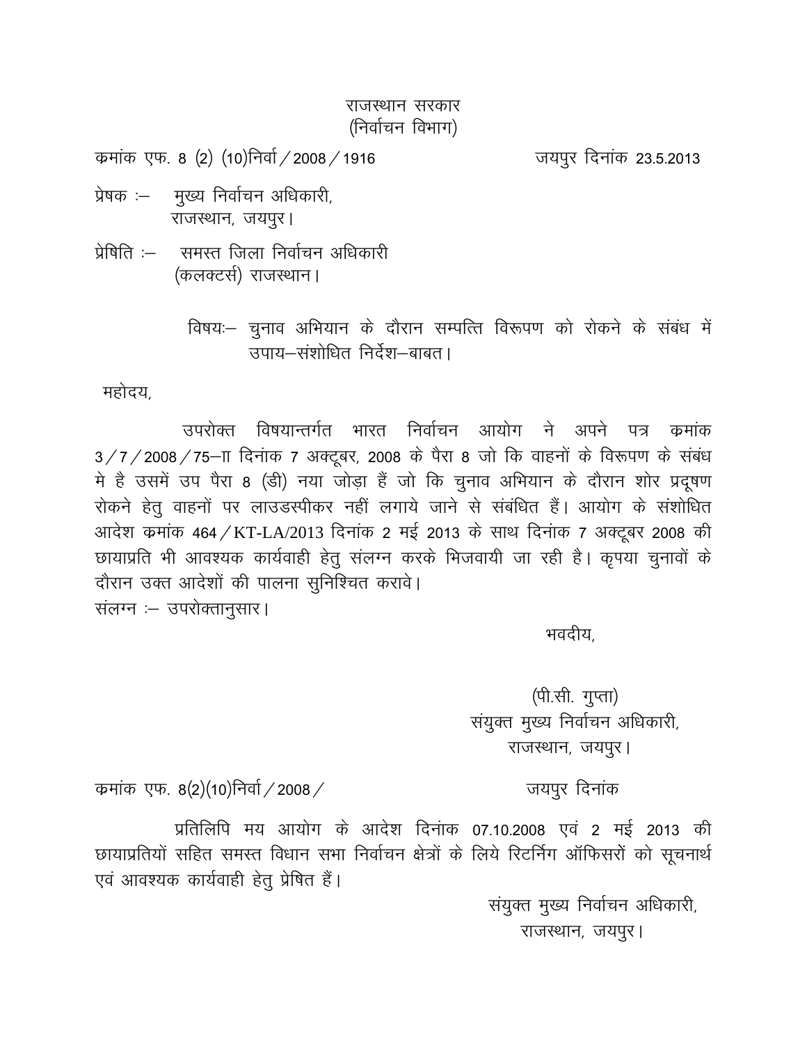राजस्थान सरकार
(निर्वाचन विभाग)

क्रमांक एफ. 8 (2) (10)निर्वा / 2008 / 1916 जयपुर दिनांक 23.5.2013

प्रेषक :— मुख्य निर्वाचन अधिकारी,
राजस्थान, जयपुर।

प्रेषिति :— समस्त जिला निर्वाचन अधिकारी
(कलक्टर्स) राजस्थान।

विषयः— चुनाव अभियान के दौरान सम्पत्ति विरूपण को रोकने के संबंध में उपाय—संशोधित निर्देश—बाबत।

महोदय,

उपरोक्त विषयान्तर्गत भारत निर्वाचन आयोग ने अपने पत्र क्रमांक 3 / 7 / 2008 / 75—II दिनांक 7 अक्टूबर, 2008 के पैरा 8 जो कि वाहनों के विरूपण के संबंध मे है उसमें उप पैरा 8 (डी) नया जोड़ा हैं जो कि चुनाव अभियान के दौरान शोर प्रदूषण रोकने हेतु वाहनों पर लाउडस्पीकर नहीं लगाये जाने से संबंधित हैं। आयोग के संशोधित आदेश क्रमांक 464 / KT-LA/2013 दिनांक 2 मई 2013 के साथ दिनांक 7 अक्टूबर 2008 की छायाप्रति भी आवश्यक कार्यवाही हेतु संलग्न करके भिजवायी जा रही है। कृपया चुनावों के दौरान उक्त आदेशों की पालना सुनिश्चित करावे।

संलग्न :— उपरोक्तानुसार।

भवदीय,

(पी.सी. गुप्ता)
संयुक्त मुख्य निर्वाचन अधिकारी,
राजस्थान, जयपुर।

क्रमांक एफ. 8(2)(10)निर्वा / 2008 / जयपुर दिनांक

प्रतिलिपि मय आयोग के आदेश दिनांक 07.10.2008 एवं 2 मई 2013 की छायाप्रतियों सहित समस्त विधान सभा निर्वाचन क्षेत्रों के लिये रिटर्निंग ऑफिसरों को सूचनार्थ एवं आवश्यक कार्यवाही हेतु प्रेषित हैं।

संयुक्त मुख्य निर्वाचन अधिकारी,
राजस्थान, जयपुर।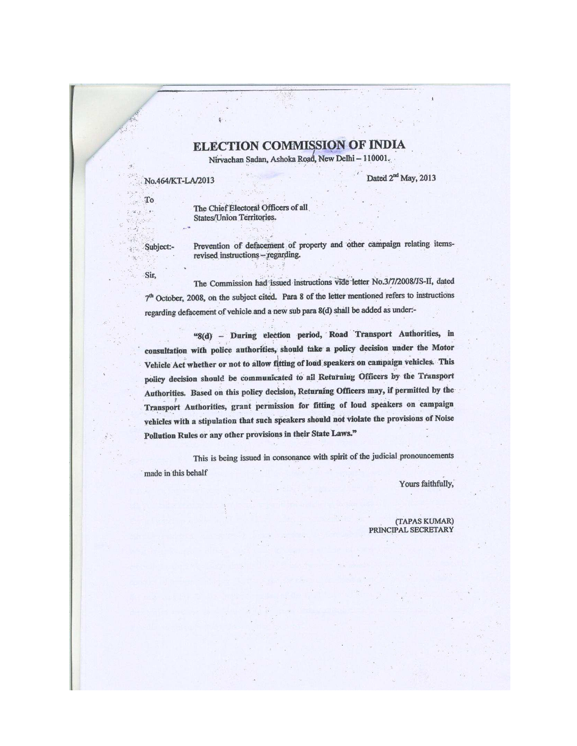# ELECTION COMMISSION OF INDIA

Nirvachan Sadan, Ashoka Road, New Delhi – 110001.

No.464/KT-LA/2013

Dated 2nd May, 2013

To

The Chief Electoral Officers of all States/Union Territories.

Subject:- Prevention of defacement of property and other campaign relating items- revised instructions – regarding.

Sir,

The Commission had issued instructions vide letter No.3/7/2008/JS-II, dated 7th October, 2008, on the subject cited. Para 8 of the letter mentioned refers to instructions regarding defacement of vehicle and a new sub para 8(d) shall be added as under:-

**"8(d) – During election period, Road Transport Authorities, in consultation with police authorities, should take a policy decision under the Motor Vehicle Act whether or not to allow fitting of loud speakers on campaign vehicles. This policy decision should be communicated to all Returning Officers by the Transport Authorities. Based on this policy decision, Returning Officers may, if permitted by the Transport Authorities, grant permission for fitting of loud speakers on campaign vehicles with a stipulation that such speakers should not violate the provisions of Noise Pollution Rules or any other provisions in their State Laws."**

This is being issued in consonance with spirit of the judicial pronouncements made in this behalf

Yours faithfully,

(TAPAS KUMAR)
PRINCIPAL SECRETARY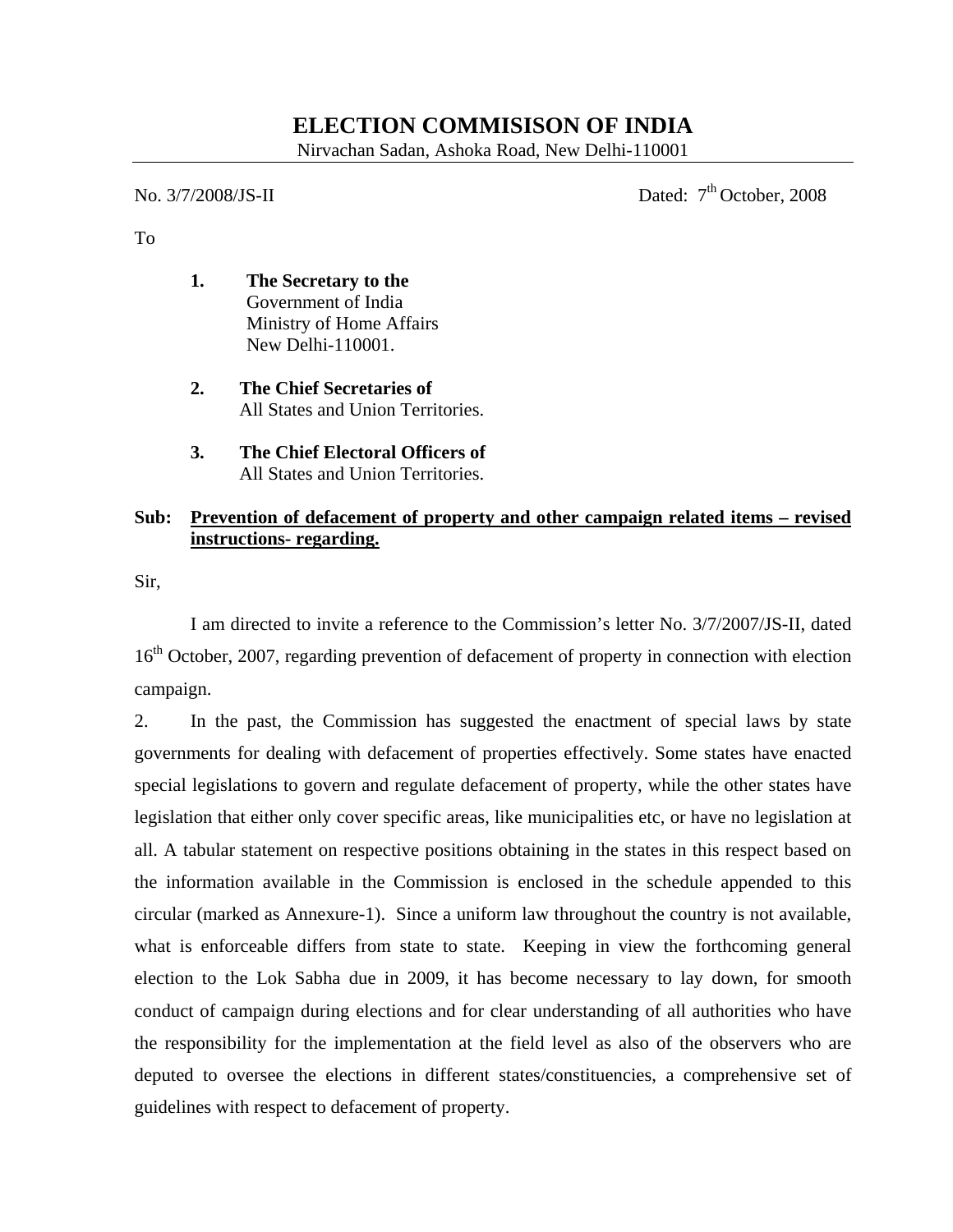# ELECTION COMMISISON OF INDIA

Nirvachan Sadan, Ashoka Road, New Delhi-110001

No. 3/7/2008/JS-II                                                                                    Dated: 7th October, 2008

To

1. **The Secretary to the**
   Government of India
   Ministry of Home Affairs
   New Delhi-110001.

2. **The Chief Secretaries of**
   All States and Union Territories.

3. **The Chief Electoral Officers of**
   All States and Union Territories.

**Sub: <u>Prevention of defacement of property and other campaign related items – revised instructions- regarding.</u>**

Sir,

I am directed to invite a reference to the Commission's letter No. 3/7/2007/JS-II, dated 16th October, 2007, regarding prevention of defacement of property in connection with election campaign.

2. In the past, the Commission has suggested the enactment of special laws by state governments for dealing with defacement of properties effectively. Some states have enacted special legislations to govern and regulate defacement of property, while the other states have legislation that either only cover specific areas, like municipalities etc, or have no legislation at all. A tabular statement on respective positions obtaining in the states in this respect based on the information available in the Commission is enclosed in the schedule appended to this circular (marked as Annexure-1). Since a uniform law throughout the country is not available, what is enforceable differs from state to state. Keeping in view the forthcoming general election to the Lok Sabha due in 2009, it has become necessary to lay down, for smooth conduct of campaign during elections and for clear understanding of all authorities who have the responsibility for the implementation at the field level as also of the observers who are deputed to oversee the elections in different states/constituencies, a comprehensive set of guidelines with respect to defacement of property.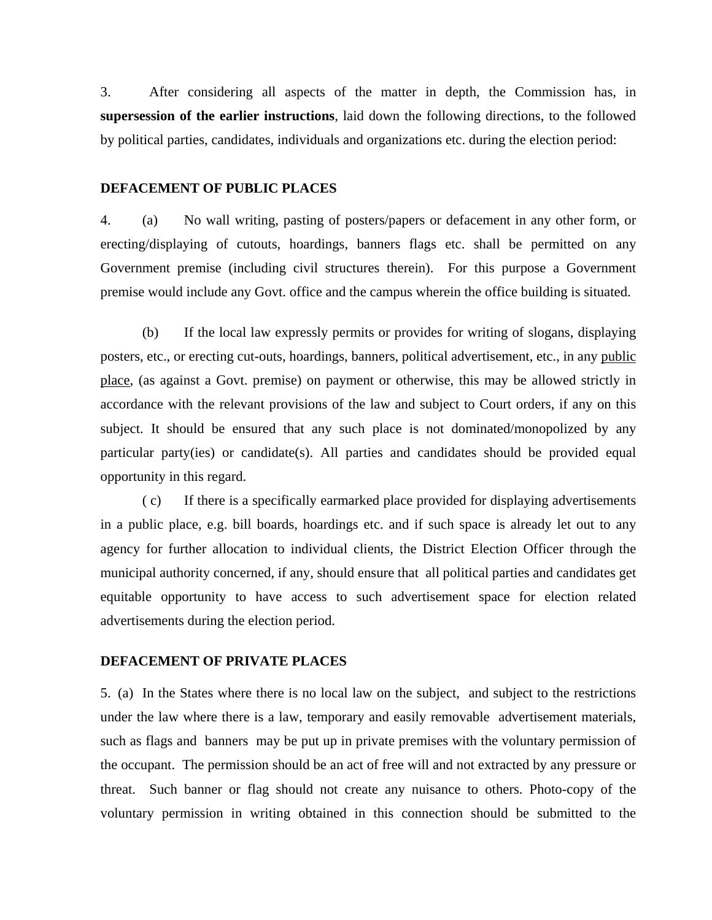3. After considering all aspects of the matter in depth, the Commission has, in **supersession of the earlier instructions**, laid down the following directions, to the followed by political parties, candidates, individuals and organizations etc. during the election period:

**DEFACEMENT OF PUBLIC PLACES**

4. (a) No wall writing, pasting of posters/papers or defacement in any other form, or erecting/displaying of cutouts, hoardings, banners flags etc. shall be permitted on any Government premise (including civil structures therein). For this purpose a Government premise would include any Govt. office and the campus wherein the office building is situated.

(b) If the local law expressly permits or provides for writing of slogans, displaying posters, etc., or erecting cut-outs, hoardings, banners, political advertisement, etc., in any <u>public place</u>, (as against a Govt. premise) on payment or otherwise, this may be allowed strictly in accordance with the relevant provisions of the law and subject to Court orders, if any on this subject. It should be ensured that any such place is not dominated/monopolized by any particular party(ies) or candidate(s). All parties and candidates should be provided equal opportunity in this regard.

( c) If there is a specifically earmarked place provided for displaying advertisements in a public place, e.g. bill boards, hoardings etc. and if such space is already let out to any agency for further allocation to individual clients, the District Election Officer through the municipal authority concerned, if any, should ensure that all political parties and candidates get equitable opportunity to have access to such advertisement space for election related advertisements during the election period.

**DEFACEMENT OF PRIVATE PLACES**

5. (a) In the States where there is no local law on the subject, and subject to the restrictions under the law where there is a law, temporary and easily removable advertisement materials, such as flags and banners may be put up in private premises with the voluntary permission of the occupant. The permission should be an act of free will and not extracted by any pressure or threat. Such banner or flag should not create any nuisance to others. Photo-copy of the voluntary permission in writing obtained in this connection should be submitted to the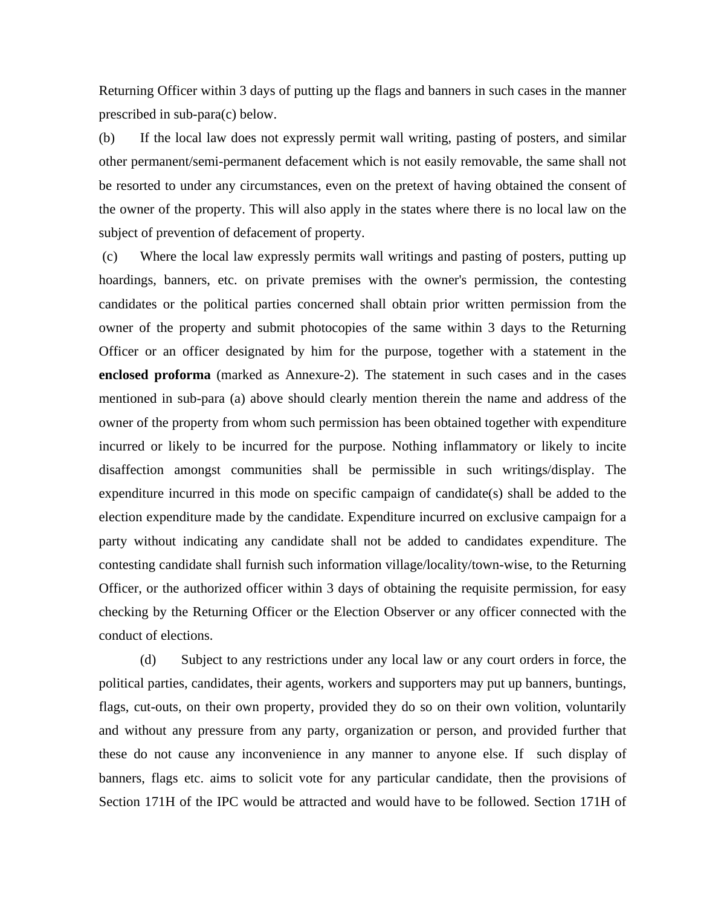Returning Officer within 3 days of putting up the flags and banners in such cases in the manner prescribed in sub-para(c) below.

(b) If the local law does not expressly permit wall writing, pasting of posters, and similar other permanent/semi-permanent defacement which is not easily removable, the same shall not be resorted to under any circumstances, even on the pretext of having obtained the consent of the owner of the property. This will also apply in the states where there is no local law on the subject of prevention of defacement of property.

(c) Where the local law expressly permits wall writings and pasting of posters, putting up hoardings, banners, etc. on private premises with the owner's permission, the contesting candidates or the political parties concerned shall obtain prior written permission from the owner of the property and submit photocopies of the same within 3 days to the Returning Officer or an officer designated by him for the purpose, together with a statement in the **enclosed proforma** (marked as Annexure-2). The statement in such cases and in the cases mentioned in sub-para (a) above should clearly mention therein the name and address of the owner of the property from whom such permission has been obtained together with expenditure incurred or likely to be incurred for the purpose. Nothing inflammatory or likely to incite disaffection amongst communities shall be permissible in such writings/display. The expenditure incurred in this mode on specific campaign of candidate(s) shall be added to the election expenditure made by the candidate. Expenditure incurred on exclusive campaign for a party without indicating any candidate shall not be added to candidates expenditure. The contesting candidate shall furnish such information village/locality/town-wise, to the Returning Officer, or the authorized officer within 3 days of obtaining the requisite permission, for easy checking by the Returning Officer or the Election Observer or any officer connected with the conduct of elections.

(d) Subject to any restrictions under any local law or any court orders in force, the political parties, candidates, their agents, workers and supporters may put up banners, buntings, flags, cut-outs, on their own property, provided they do so on their own volition, voluntarily and without any pressure from any party, organization or person, and provided further that these do not cause any inconvenience in any manner to anyone else. If such display of banners, flags etc. aims to solicit vote for any particular candidate, then the provisions of Section 171H of the IPC would be attracted and would have to be followed. Section 171H of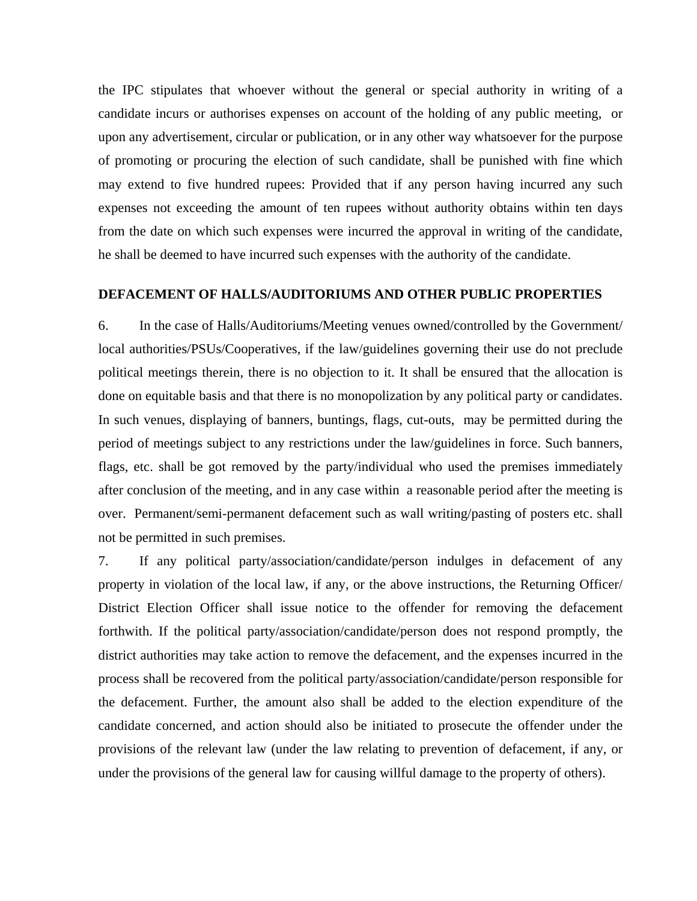the IPC stipulates that whoever without the general or special authority in writing of a candidate incurs or authorises expenses on account of the holding of any public meeting, or upon any advertisement, circular or publication, or in any other way whatsoever for the purpose of promoting or procuring the election of such candidate, shall be punished with fine which may extend to five hundred rupees: Provided that if any person having incurred any such expenses not exceeding the amount of ten rupees without authority obtains within ten days from the date on which such expenses were incurred the approval in writing of the candidate, he shall be deemed to have incurred such expenses with the authority of the candidate.

## DEFACEMENT OF HALLS/AUDITORIUMS AND OTHER PUBLIC PROPERTIES

6. In the case of Halls/Auditoriums/Meeting venues owned/controlled by the Government/ local authorities/PSUs/Cooperatives, if the law/guidelines governing their use do not preclude political meetings therein, there is no objection to it. It shall be ensured that the allocation is done on equitable basis and that there is no monopolization by any political party or candidates. In such venues, displaying of banners, buntings, flags, cut-outs, may be permitted during the period of meetings subject to any restrictions under the law/guidelines in force. Such banners, flags, etc. shall be got removed by the party/individual who used the premises immediately after conclusion of the meeting, and in any case within a reasonable period after the meeting is over. Permanent/semi-permanent defacement such as wall writing/pasting of posters etc. shall not be permitted in such premises.

7. If any political party/association/candidate/person indulges in defacement of any property in violation of the local law, if any, or the above instructions, the Returning Officer/ District Election Officer shall issue notice to the offender for removing the defacement forthwith. If the political party/association/candidate/person does not respond promptly, the district authorities may take action to remove the defacement, and the expenses incurred in the process shall be recovered from the political party/association/candidate/person responsible for the defacement. Further, the amount also shall be added to the election expenditure of the candidate concerned, and action should also be initiated to prosecute the offender under the provisions of the relevant law (under the law relating to prevention of defacement, if any, or under the provisions of the general law for causing willful damage to the property of others).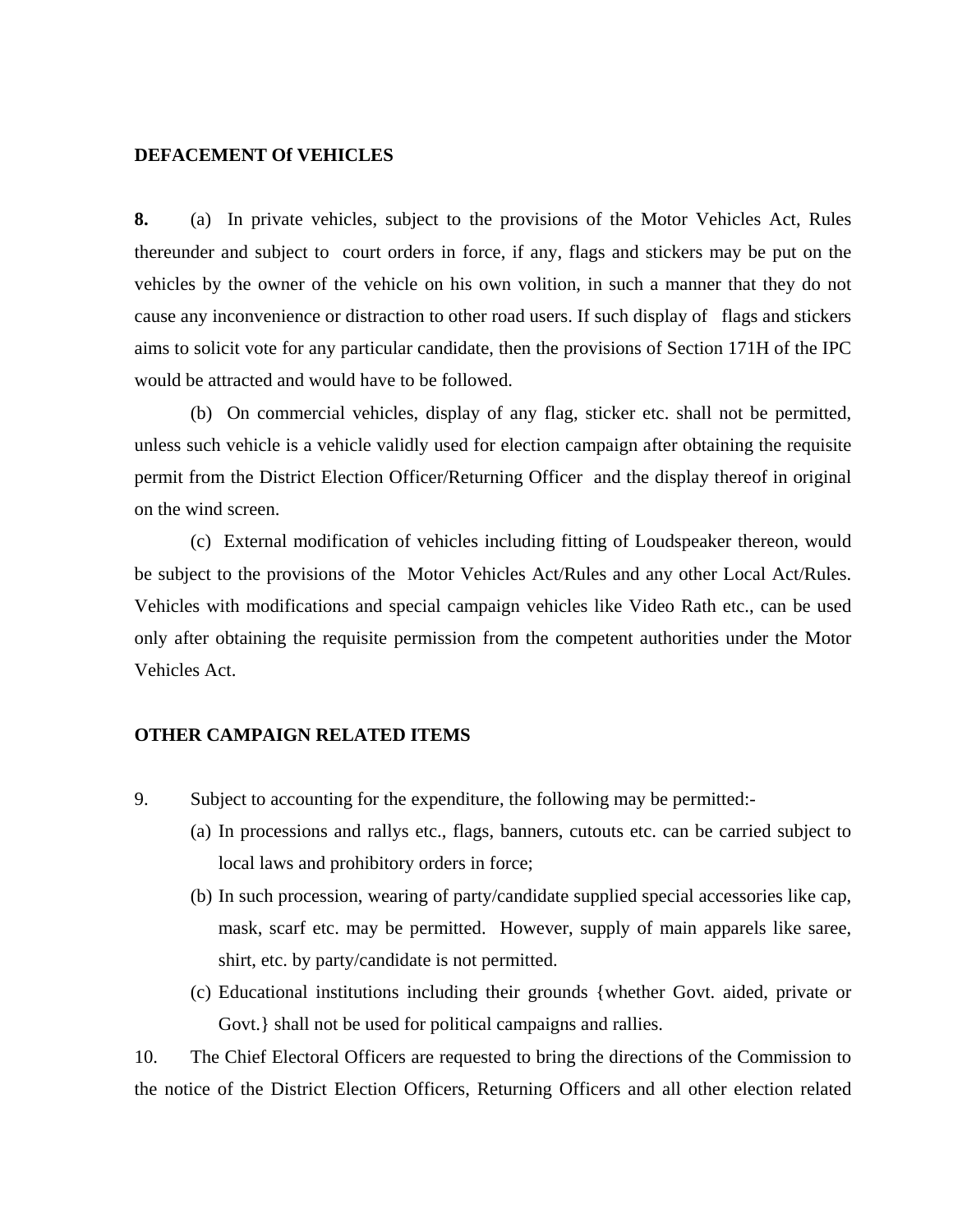**DEFACEMENT Of VEHICLES**

**8.** (a) In private vehicles, subject to the provisions of the Motor Vehicles Act, Rules thereunder and subject to court orders in force, if any, flags and stickers may be put on the vehicles by the owner of the vehicle on his own volition, in such a manner that they do not cause any inconvenience or distraction to other road users. If such display of flags and stickers aims to solicit vote for any particular candidate, then the provisions of Section 171H of the IPC would be attracted and would have to be followed.

(b) On commercial vehicles, display of any flag, sticker etc. shall not be permitted, unless such vehicle is a vehicle validly used for election campaign after obtaining the requisite permit from the District Election Officer/Returning Officer and the display thereof in original on the wind screen.

(c) External modification of vehicles including fitting of Loudspeaker thereon, would be subject to the provisions of the Motor Vehicles Act/Rules and any other Local Act/Rules. Vehicles with modifications and special campaign vehicles like Video Rath etc., can be used only after obtaining the requisite permission from the competent authorities under the Motor Vehicles Act.

**OTHER CAMPAIGN RELATED ITEMS**

9. Subject to accounting for the expenditure, the following may be permitted:-

(a) In processions and rallys etc., flags, banners, cutouts etc. can be carried subject to local laws and prohibitory orders in force;

(b) In such procession, wearing of party/candidate supplied special accessories like cap, mask, scarf etc. may be permitted. However, supply of main apparels like saree, shirt, etc. by party/candidate is not permitted.

(c) Educational institutions including their grounds {whether Govt. aided, private or Govt.} shall not be used for political campaigns and rallies.

10. The Chief Electoral Officers are requested to bring the directions of the Commission to the notice of the District Election Officers, Returning Officers and all other election related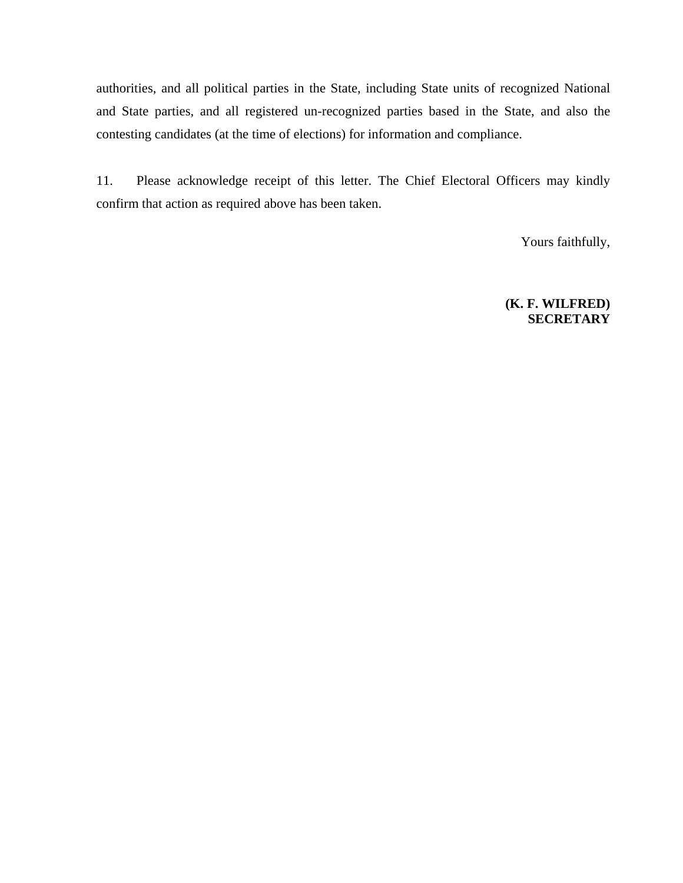authorities, and all political parties in the State, including State units of recognized National and State parties, and all registered un-recognized parties based in the State, and also the contesting candidates (at the time of elections) for information and compliance.

11. Please acknowledge receipt of this letter. The Chief Electoral Officers may kindly confirm that action as required above has been taken.

Yours faithfully,

**(K. F. WILFRED)**
**SECRETARY**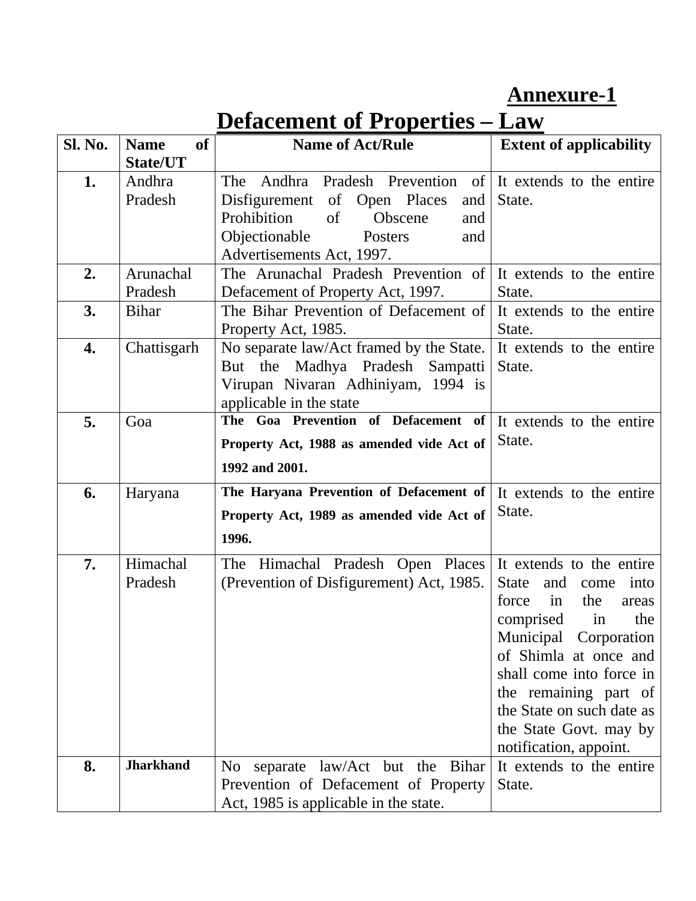**Annexure-1**

# Defacement of Properties – Law

| Sl. No. | Name of State/UT | Name of Act/Rule | Extent of applicability |
|---|---|---|---|
| **1.** | Andhra Pradesh | The Andhra Pradesh Prevention of Disfigurement of Open Places and Prohibition of Obscene and Objectionable Posters and Advertisements Act, 1997. | It extends to the entire State. |
| **2.** | Arunachal Pradesh | The Arunachal Pradesh Prevention of Defacement of Property Act, 1997. | It extends to the entire State. |
| **3.** | Bihar | The Bihar Prevention of Defacement of Property Act, 1985. | It extends to the entire State. |
| **4.** | Chattisgarh | No separate law/Act framed by the State. But the Madhya Pradesh Sampatti Virupan Nivaran Adhiniyam, 1994 is applicable in the state | It extends to the entire State. |
| **5.** | Goa | **The Goa Prevention of Defacement of Property Act, 1988 as amended vide Act of 1992 and 2001.** | It extends to the entire State. |
| **6.** | Haryana | **The Haryana Prevention of Defacement of Property Act, 1989 as amended vide Act of 1996.** | It extends to the entire State. |
| **7.** | Himachal Pradesh | The Himachal Pradesh Open Places (Prevention of Disfigurement) Act, 1985. | It extends to the entire State and come into force in the areas comprised in the Municipal Corporation of Shimla at once and shall come into force in the remaining part of the State on such date as the State Govt. may by notification, appoint. |
| **8.** | **Jharkhand** | No separate law/Act but the Bihar Prevention of Defacement of Property Act, 1985 is applicable in the state. | It extends to the entire State. |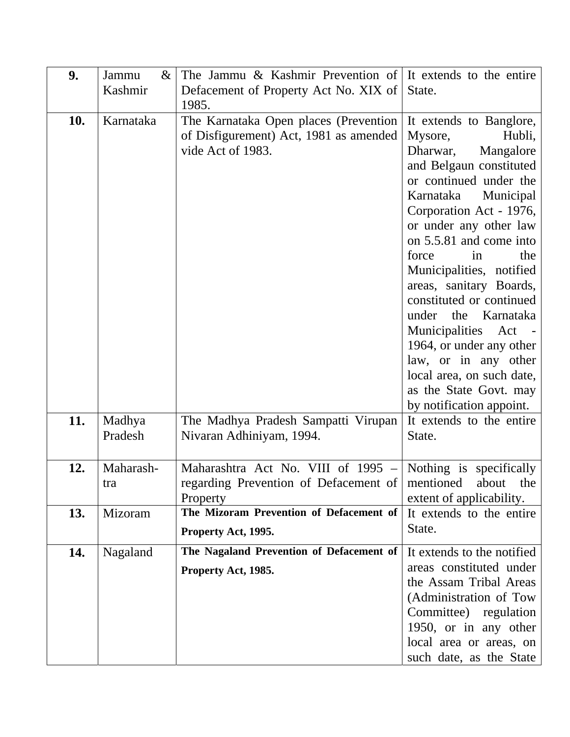| | | | |
|---|---|---|---|
| **9.** | Jammu & Kashmir | The Jammu & Kashmir Prevention of Defacement of Property Act No. XIX of 1985. | It extends to the entire State. |
| **10.** | Karnataka | The Karnataka Open places (Prevention of Disfigurement) Act, 1981 as amended vide Act of 1983. | It extends to Banglore, Mysore, Hubli, Dharwar, Mangalore and Belgaun constituted or continued under the Karnataka Municipal Corporation Act - 1976, or under any other law on 5.5.81 and come into force in the Municipalities, notified areas, sanitary Boards, constituted or continued under the Karnataka Municipalities Act - 1964, or under any other law, or in any other local area, on such date, as the State Govt. may by notification appoint. |
| **11.** | Madhya Pradesh | The Madhya Pradesh Sampatti Virupan Nivaran Adhiniyam, 1994. | It extends to the entire State. |
| **12.** | Maharash-tra | Maharashtra Act No. VIII of 1995 – regarding Prevention of Defacement of Property | Nothing is specifically mentioned about the extent of applicability. |
| **13.** | Mizoram | **The Mizoram Prevention of Defacement of Property Act, 1995.** | It extends to the entire State. |
| **14.** | Nagaland | **The Nagaland Prevention of Defacement of Property Act, 1985.** | It extends to the notified areas constituted under the Assam Tribal Areas (Administration of Tow Committee) regulation 1950, or in any other local area or areas, on such date, as the State |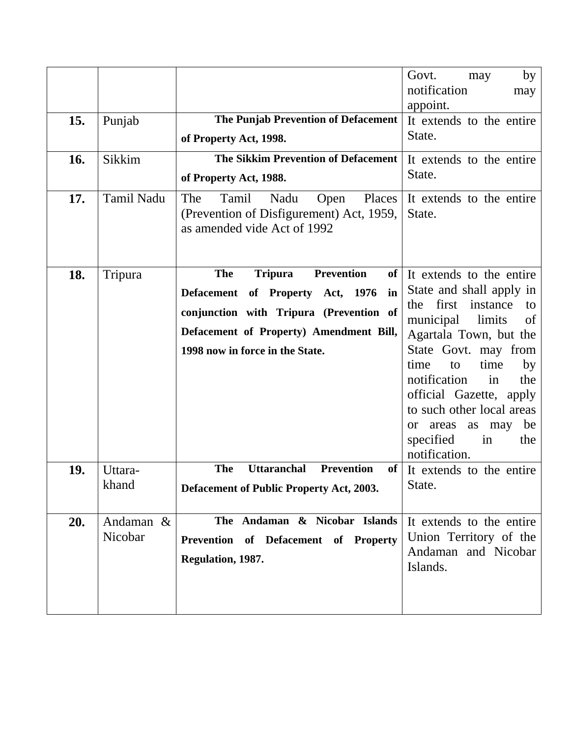| | | | |
|---|---|---|---|
| | | | Govt. may by notification may appoint. |
| **15.** | Punjab | **The Punjab Prevention of Defacement of Property Act, 1998.** | It extends to the entire State. |
| **16.** | Sikkim | **The Sikkim Prevention of Defacement of Property Act, 1988.** | It extends to the entire State. |
| **17.** | Tamil Nadu | The Tamil Nadu Open Places (Prevention of Disfigurement) Act, 1959, as amended vide Act of 1992 | It extends to the entire State. |
| **18.** | Tripura | **The Tripura Prevention of Defacement of Property Act, 1976 in conjunction with Tripura (Prevention of Defacement of Property) Amendment Bill, 1998 now in force in the State.** | It extends to the entire State and shall apply in the first instance to municipal limits of Agartala Town, but the State Govt. may from time to time by notification in the official Gazette, apply to such other local areas or areas as may be specified in the notification. |
| **19.** | Uttara-khand | **The Uttaranchal Prevention of Defacement of Public Property Act, 2003.** | It extends to the entire State. |
| **20.** | Andaman & Nicobar | **The Andaman & Nicobar Islands Prevention of Defacement of Property Regulation, 1987.** | It extends to the entire Union Territory of the Andaman and Nicobar Islands. |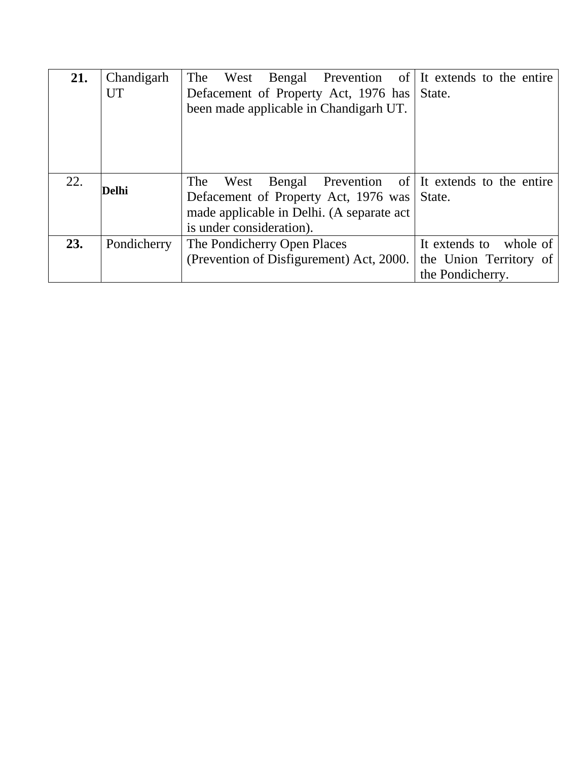| | | | |
|---|---|---|---|
| **21.** | Chandigarh UT | The West Bengal Prevention of Defacement of Property Act, 1976 has been made applicable in Chandigarh UT. | It extends to the entire State. |
| 22. | **Delhi** | The West Bengal Prevention of Defacement of Property Act, 1976 was made applicable in Delhi. (A separate act is under consideration). | It extends to the entire State. |
| **23.** | Pondicherry | The Pondicherry Open Places (Prevention of Disfigurement) Act, 2000. | It extends to whole of the Union Territory of the Pondicherry. |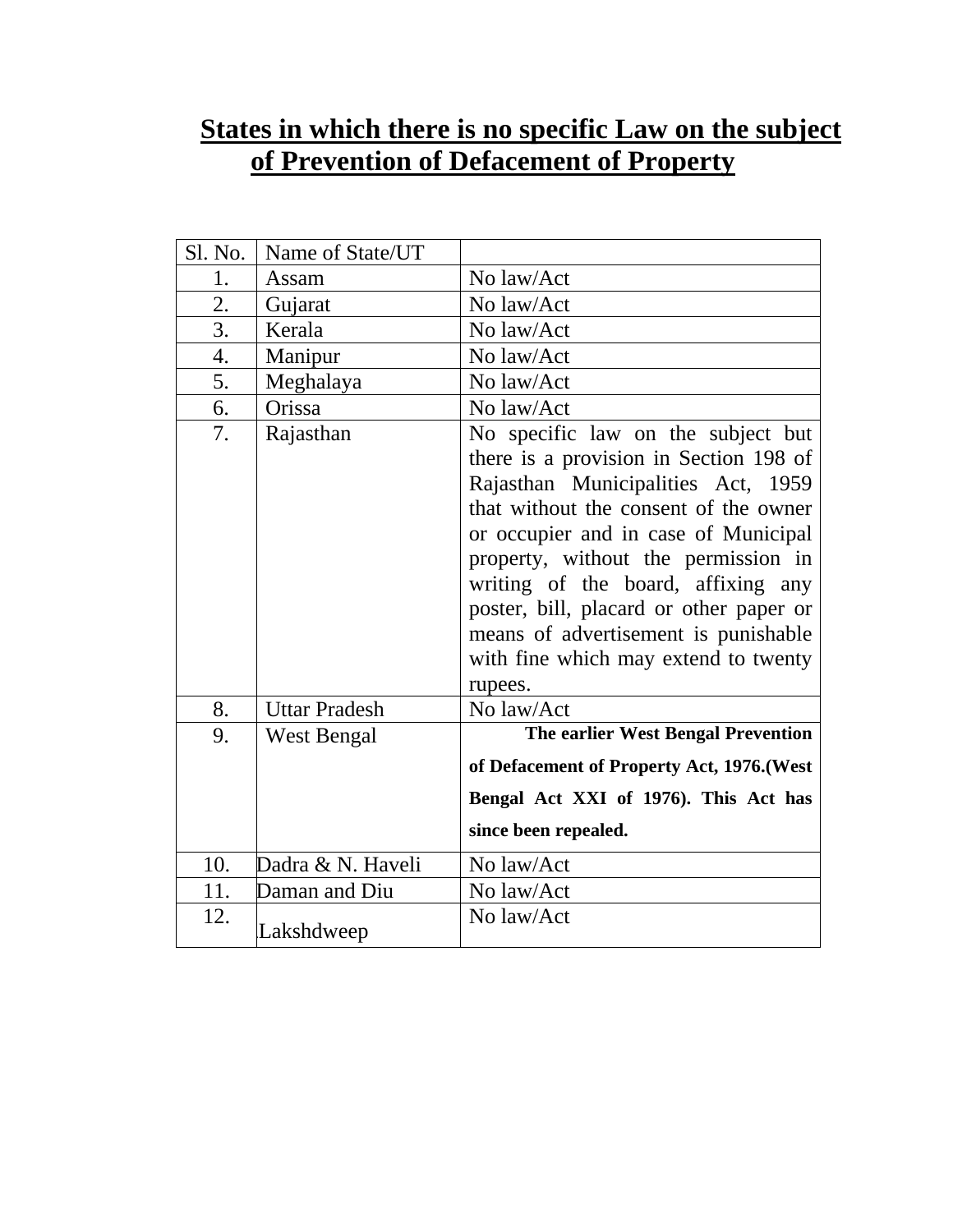# States in which there is no specific Law on the subject of Prevention of Defacement of Property

| Sl. No. | Name of State/UT | |
|---|---|---|
| 1. | Assam | No law/Act |
| 2. | Gujarat | No law/Act |
| 3. | Kerala | No law/Act |
| 4. | Manipur | No law/Act |
| 5. | Meghalaya | No law/Act |
| 6. | Orissa | No law/Act |
| 7. | Rajasthan | No specific law on the subject but there is a provision in Section 198 of Rajasthan Municipalities Act, 1959 that without the consent of the owner or occupier and in case of Municipal property, without the permission in writing of the board, affixing any poster, bill, placard or other paper or means of advertisement is punishable with fine which may extend to twenty rupees. |
| 8. | Uttar Pradesh | No law/Act |
| 9. | West Bengal | **The earlier West Bengal Prevention of Defacement of Property Act, 1976.(West Bengal Act XXI of 1976). This Act has since been repealed.** |
| 10. | Dadra & N. Haveli | No law/Act |
| 11. | Daman and Diu | No law/Act |
| 12. | Lakshdweep | No law/Act |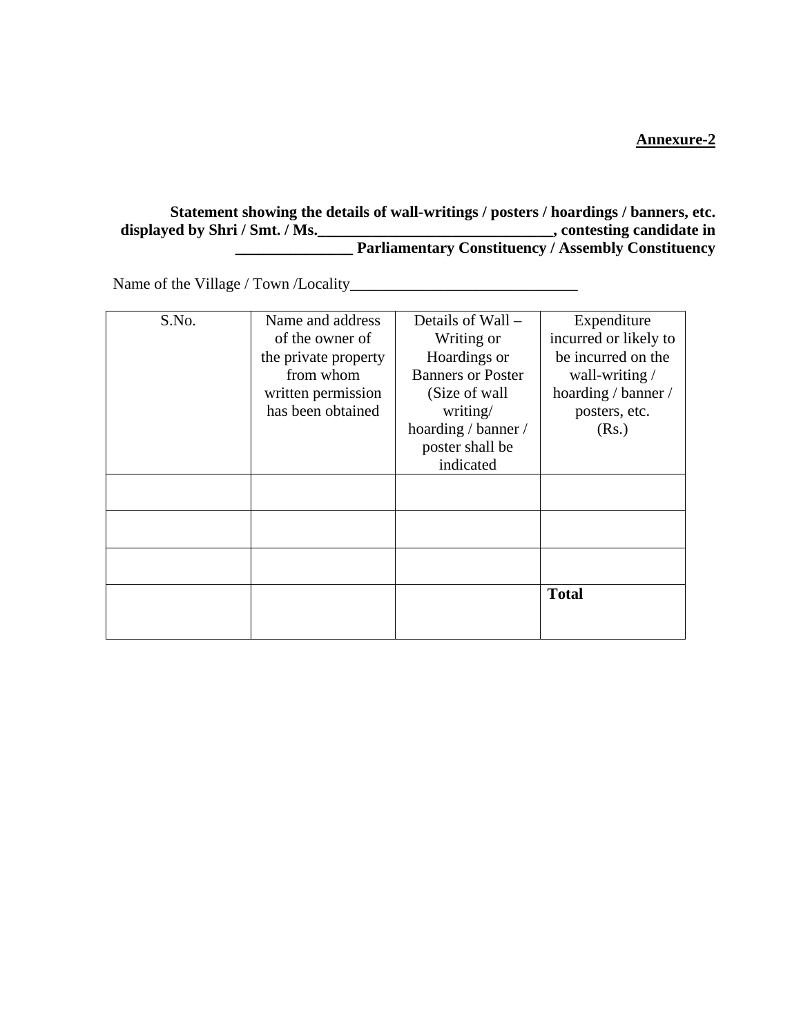**Annexure-2**

**Statement showing the details of wall-writings / posters / hoardings / banners, etc. displayed by Shri / Smt. / Ms.______________________________, contesting candidate in _______________ Parliamentary Constituency / Assembly Constituency**

Name of the Village / Town /Locality_____________________________

| S.No. | Name and address of the owner of the private property from whom written permission has been obtained | Details of Wall – Writing or Hoardings or Banners or Poster (Size of wall writing/ hoarding / banner / poster shall be indicated | Expenditure incurred or likely to be incurred on the wall-writing / hoarding / banner / posters, etc. (Rs.) |
|---|---|---|---|
| | | | |
| | | | |
| | | | |
| | | | **Total** |